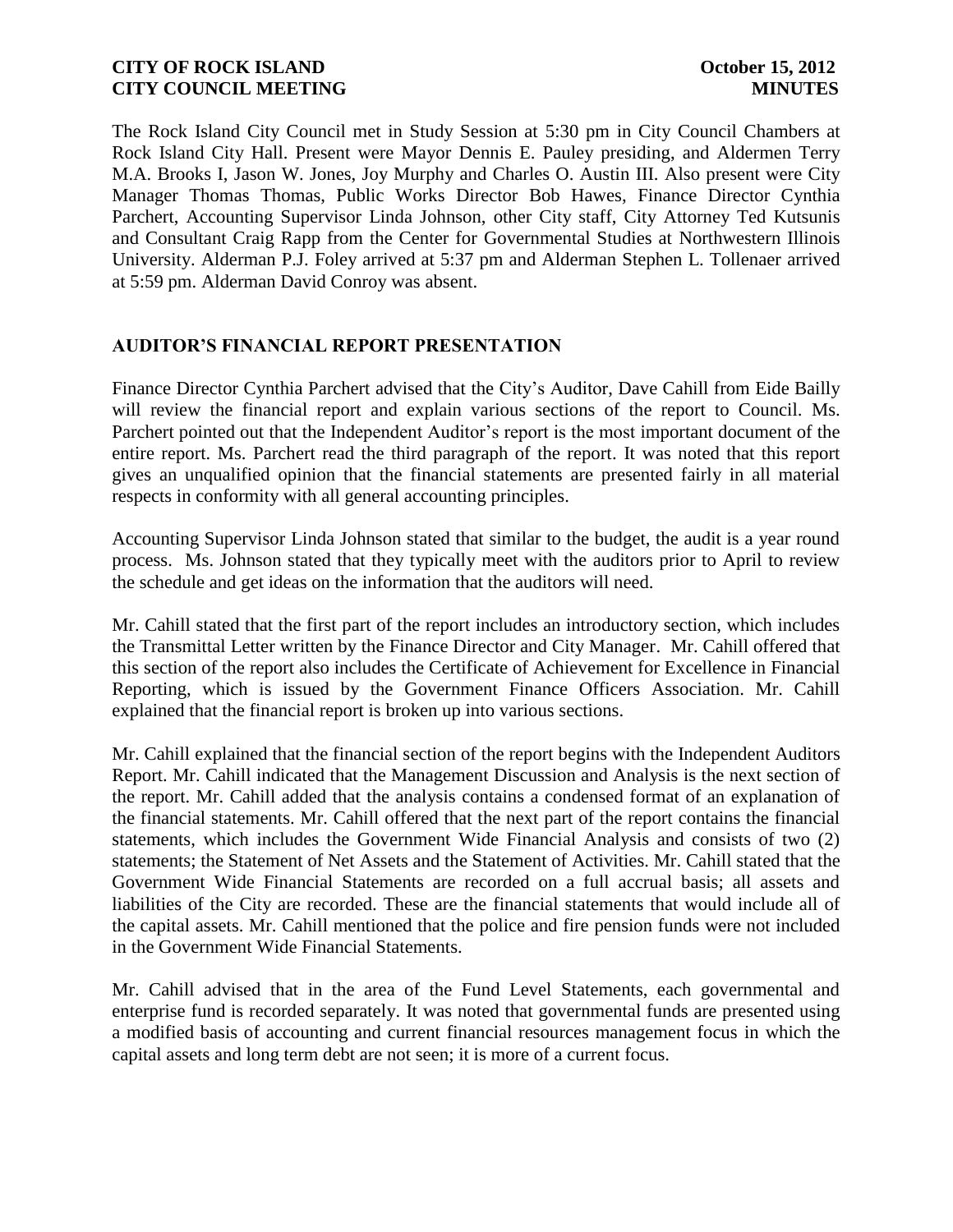The Rock Island City Council met in Study Session at 5:30 pm in City Council Chambers at Rock Island City Hall. Present were Mayor Dennis E. Pauley presiding, and Aldermen Terry M.A. Brooks I, Jason W. Jones, Joy Murphy and Charles O. Austin III. Also present were City Manager Thomas Thomas, Public Works Director Bob Hawes, Finance Director Cynthia Parchert, Accounting Supervisor Linda Johnson, other City staff, City Attorney Ted Kutsunis and Consultant Craig Rapp from the Center for Governmental Studies at Northwestern Illinois University. Alderman P.J. Foley arrived at 5:37 pm and Alderman Stephen L. Tollenaer arrived at 5:59 pm. Alderman David Conroy was absent.

## AUDITOR'S FINANCIAL REPORT PRESENTATION

Finance Director Cynthia Parchert advised that the City's Auditor, Dave Cahill from Eide Bailly will review the financial report and explain various sections of the report to Council. Ms. Parchert pointed out that the Independent Auditor's report is the most important document of the entire report. Ms. Parchert read the third paragraph of the report. It was noted that this report gives an unqualified opinion that the financial statements are presented fairly in all material respects in conformity with all general accounting principles.

Accounting Supervisor Linda Johnson stated that similar to the budget, the audit is a year round process. Ms. Johnson stated that they typically meet with the auditors prior to April to review the schedule and get ideas on the information that the auditors will need.

Mr. Cahill stated that the first part of the report includes an introductory section, which includes the Transmittal Letter written by the Finance Director and City Manager. Mr. Cahill offered that this section of the report also includes the Certificate of Achievement for Excellence in Financial Reporting, which is issued by the Government Finance Officers Association. Mr. Cahill explained that the financial report is broken up into various sections.

Mr. Cahill explained that the financial section of the report begins with the Independent Auditors Report. Mr. Cahill indicated that the Management Discussion and Analysis is the next section of the report. Mr. Cahill added that the analysis contains a condensed format of an explanation of the financial statements. Mr. Cahill offered that the next part of the report contains the financial statements, which includes the Government Wide Financial Analysis and consists of two (2) statements; the Statement of Net Assets and the Statement of Activities. Mr. Cahill stated that the Government Wide Financial Statements are recorded on a full accrual basis; all assets and liabilities of the City are recorded. These are the financial statements that would include all of the capital assets. Mr. Cahill mentioned that the police and fire pension funds were not included in the Government Wide Financial Statements.

Mr. Cahill advised that in the area of the Fund Level Statements, each governmental and enterprise fund is recorded separately. It was noted that governmental funds are presented using a modified basis of accounting and current financial resources management focus in which the capital assets and long term debt are not seen; it is more of a current focus.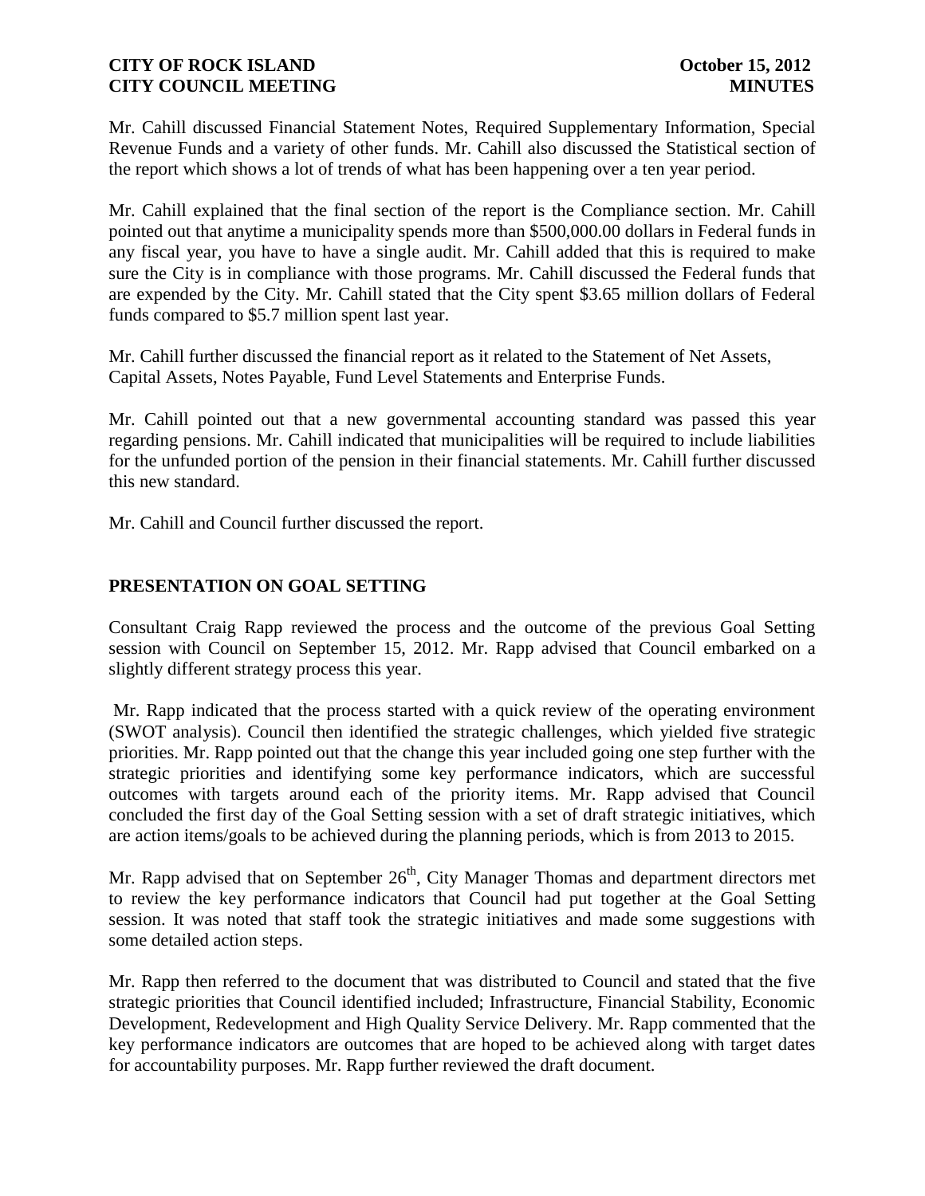Mr. Cahill discussed Financial Statement Notes, Required Supplementary Information, Special Revenue Funds and a variety of other funds. Mr. Cahill also discussed the Statistical section of the report which shows a lot of trends of what has been happening over a ten year period.

Mr. Cahill explained that the final section of the report is the Compliance section. Mr. Cahill pointed out that anytime a municipality spends more than $500,000.00 dollars in Federal funds in any fiscal year, you have to have a single audit. Mr. Cahill added that this is required to make sure the City is in compliance with those programs. Mr. Cahill discussed the Federal funds that are expended by the City. Mr. Cahill stated that the City spent $3.65 million dollars of Federal funds compared to $5.7 million spent last year.

Mr. Cahill further discussed the financial report as it related to the Statement of Net Assets, Capital Assets, Notes Payable, Fund Level Statements and Enterprise Funds.

Mr. Cahill pointed out that a new governmental accounting standard was passed this year regarding pensions. Mr. Cahill indicated that municipalities will be required to include liabilities for the unfunded portion of the pension in their financial statements. Mr. Cahill further discussed this new standard.

Mr. Cahill and Council further discussed the report.

## PRESENTATION ON GOAL SETTING

Consultant Craig Rapp reviewed the process and the outcome of the previous Goal Setting session with Council on September 15, 2012. Mr. Rapp advised that Council embarked on a slightly different strategy process this year.

Mr. Rapp indicated that the process started with a quick review of the operating environment (SWOT analysis). Council then identified the strategic challenges, which yielded five strategic priorities. Mr. Rapp pointed out that the change this year included going one step further with the strategic priorities and identifying some key performance indicators, which are successful outcomes with targets around each of the priority items. Mr. Rapp advised that Council concluded the first day of the Goal Setting session with a set of draft strategic initiatives, which are action items/goals to be achieved during the planning periods, which is from 2013 to 2015.

Mr. Rapp advised that on September 26th, City Manager Thomas and department directors met to review the key performance indicators that Council had put together at the Goal Setting session. It was noted that staff took the strategic initiatives and made some suggestions with some detailed action steps.

Mr. Rapp then referred to the document that was distributed to Council and stated that the five strategic priorities that Council identified included; Infrastructure, Financial Stability, Economic Development, Redevelopment and High Quality Service Delivery. Mr. Rapp commented that the key performance indicators are outcomes that are hoped to be achieved along with target dates for accountability purposes. Mr. Rapp further reviewed the draft document.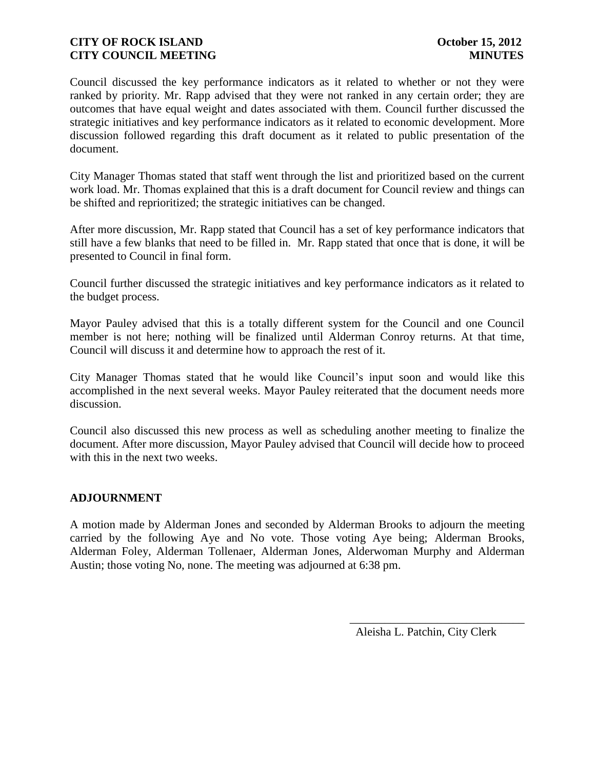Council discussed the key performance indicators as it related to whether or not they were ranked by priority. Mr. Rapp advised that they were not ranked in any certain order; they are outcomes that have equal weight and dates associated with them. Council further discussed the strategic initiatives and key performance indicators as it related to economic development. More discussion followed regarding this draft document as it related to public presentation of the document.

City Manager Thomas stated that staff went through the list and prioritized based on the current work load. Mr. Thomas explained that this is a draft document for Council review and things can be shifted and reprioritized; the strategic initiatives can be changed.

After more discussion, Mr. Rapp stated that Council has a set of key performance indicators that still have a few blanks that need to be filled in. Mr. Rapp stated that once that is done, it will be presented to Council in final form.

Council further discussed the strategic initiatives and key performance indicators as it related to the budget process.

Mayor Pauley advised that this is a totally different system for the Council and one Council member is not here; nothing will be finalized until Alderman Conroy returns. At that time, Council will discuss it and determine how to approach the rest of it.

City Manager Thomas stated that he would like Council's input soon and would like this accomplished in the next several weeks. Mayor Pauley reiterated that the document needs more discussion.

Council also discussed this new process as well as scheduling another meeting to finalize the document. After more discussion, Mayor Pauley advised that Council will decide how to proceed with this in the next two weeks.

## ADJOURNMENT

A motion made by Alderman Jones and seconded by Alderman Brooks to adjourn the meeting carried by the following Aye and No vote. Those voting Aye being; Alderman Brooks, Alderman Foley, Alderman Tollenaer, Alderman Jones, Alderwoman Murphy and Alderman Austin; those voting No, none. The meeting was adjourned at 6:38 pm.

\_\_\_\_\_\_\_\_\_\_\_\_\_\_\_\_\_\_\_\_\_\_\_\_\_\_\_\_\_\_

Aleisha L. Patchin, City Clerk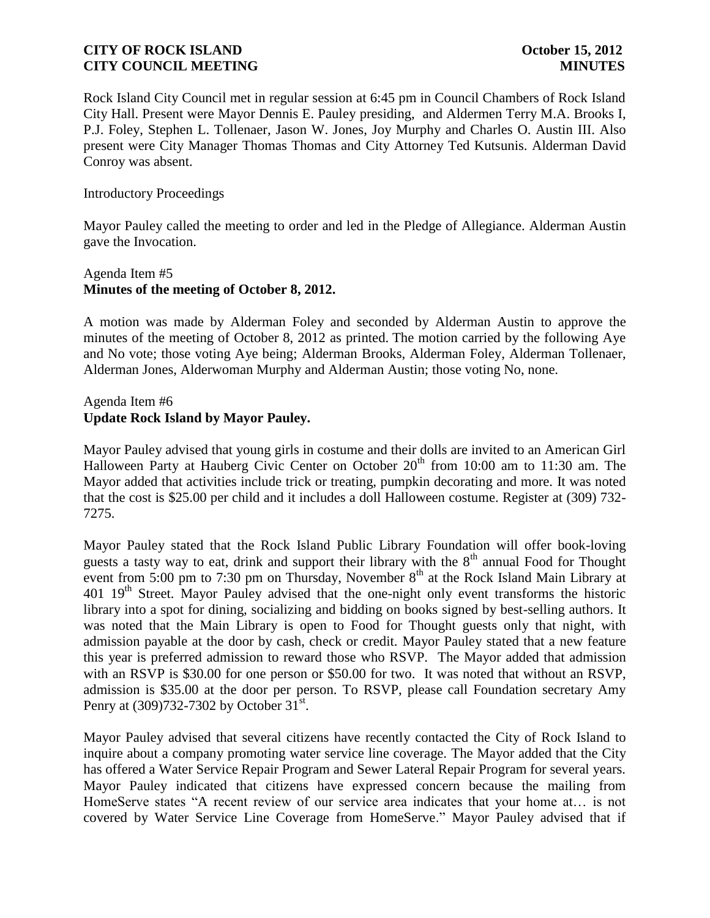Rock Island City Council met in regular session at 6:45 pm in Council Chambers of Rock Island City Hall. Present were Mayor Dennis E. Pauley presiding, and Aldermen Terry M.A. Brooks I, P.J. Foley, Stephen L. Tollenaer, Jason W. Jones, Joy Murphy and Charles O. Austin III. Also present were City Manager Thomas Thomas and City Attorney Ted Kutsunis. Alderman David Conroy was absent.

Introductory Proceedings

Mayor Pauley called the meeting to order and led in the Pledge of Allegiance. Alderman Austin gave the Invocation.

Agenda Item #5
**Minutes of the meeting of October 8, 2012.**

A motion was made by Alderman Foley and seconded by Alderman Austin to approve the minutes of the meeting of October 8, 2012 as printed. The motion carried by the following Aye and No vote; those voting Aye being; Alderman Brooks, Alderman Foley, Alderman Tollenaer, Alderman Jones, Alderwoman Murphy and Alderman Austin; those voting No, none.

Agenda Item #6
**Update Rock Island by Mayor Pauley.**

Mayor Pauley advised that young girls in costume and their dolls are invited to an American Girl Halloween Party at Hauberg Civic Center on October 20th from 10:00 am to 11:30 am. The Mayor added that activities include trick or treating, pumpkin decorating and more. It was noted that the cost is $25.00 per child and it includes a doll Halloween costume. Register at (309) 732-7275.

Mayor Pauley stated that the Rock Island Public Library Foundation will offer book-loving guests a tasty way to eat, drink and support their library with the 8th annual Food for Thought event from 5:00 pm to 7:30 pm on Thursday, November 8th at the Rock Island Main Library at 401 19th Street. Mayor Pauley advised that the one-night only event transforms the historic library into a spot for dining, socializing and bidding on books signed by best-selling authors. It was noted that the Main Library is open to Food for Thought guests only that night, with admission payable at the door by cash, check or credit. Mayor Pauley stated that a new feature this year is preferred admission to reward those who RSVP. The Mayor added that admission with an RSVP is $30.00 for one person or $50.00 for two. It was noted that without an RSVP, admission is $35.00 at the door per person. To RSVP, please call Foundation secretary Amy Penry at (309)732-7302 by October 31st.

Mayor Pauley advised that several citizens have recently contacted the City of Rock Island to inquire about a company promoting water service line coverage. The Mayor added that the City has offered a Water Service Repair Program and Sewer Lateral Repair Program for several years. Mayor Pauley indicated that citizens have expressed concern because the mailing from HomeServe states "A recent review of our service area indicates that your home at… is not covered by Water Service Line Coverage from HomeServe." Mayor Pauley advised that if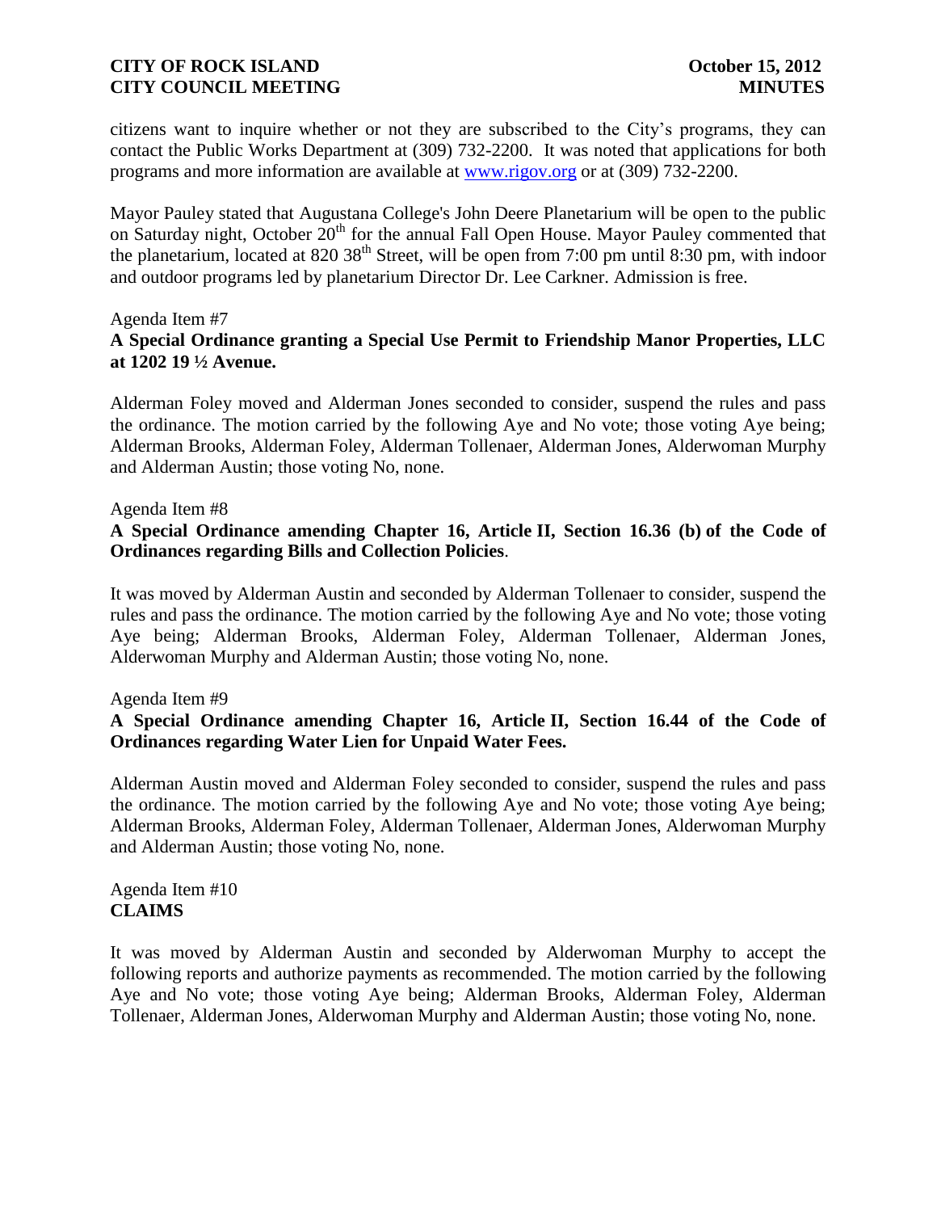citizens want to inquire whether or not they are subscribed to the City's programs, they can contact the Public Works Department at (309) 732-2200. It was noted that applications for both programs and more information are available at www.rigov.org or at (309) 732-2200.

Mayor Pauley stated that Augustana College's John Deere Planetarium will be open to the public on Saturday night, October 20th for the annual Fall Open House. Mayor Pauley commented that the planetarium, located at 820 38th Street, will be open from 7:00 pm until 8:30 pm, with indoor and outdoor programs led by planetarium Director Dr. Lee Carkner. Admission is free.

Agenda Item #7
**A Special Ordinance granting a Special Use Permit to Friendship Manor Properties, LLC at 1202 19 ½ Avenue.**

Alderman Foley moved and Alderman Jones seconded to consider, suspend the rules and pass the ordinance. The motion carried by the following Aye and No vote; those voting Aye being; Alderman Brooks, Alderman Foley, Alderman Tollenaer, Alderman Jones, Alderwoman Murphy and Alderman Austin; those voting No, none.

Agenda Item #8
**A Special Ordinance amending Chapter 16, Article II, Section 16.36 (b) of the Code of Ordinances regarding Bills and Collection Policies**.

It was moved by Alderman Austin and seconded by Alderman Tollenaer to consider, suspend the rules and pass the ordinance. The motion carried by the following Aye and No vote; those voting Aye being; Alderman Brooks, Alderman Foley, Alderman Tollenaer, Alderman Jones, Alderwoman Murphy and Alderman Austin; those voting No, none.

Agenda Item #9
**A Special Ordinance amending Chapter 16, Article II, Section 16.44 of the Code of Ordinances regarding Water Lien for Unpaid Water Fees.**

Alderman Austin moved and Alderman Foley seconded to consider, suspend the rules and pass the ordinance. The motion carried by the following Aye and No vote; those voting Aye being; Alderman Brooks, Alderman Foley, Alderman Tollenaer, Alderman Jones, Alderwoman Murphy and Alderman Austin; those voting No, none.

Agenda Item #10
**CLAIMS**

It was moved by Alderman Austin and seconded by Alderwoman Murphy to accept the following reports and authorize payments as recommended. The motion carried by the following Aye and No vote; those voting Aye being; Alderman Brooks, Alderman Foley, Alderman Tollenaer, Alderman Jones, Alderwoman Murphy and Alderman Austin; those voting No, none.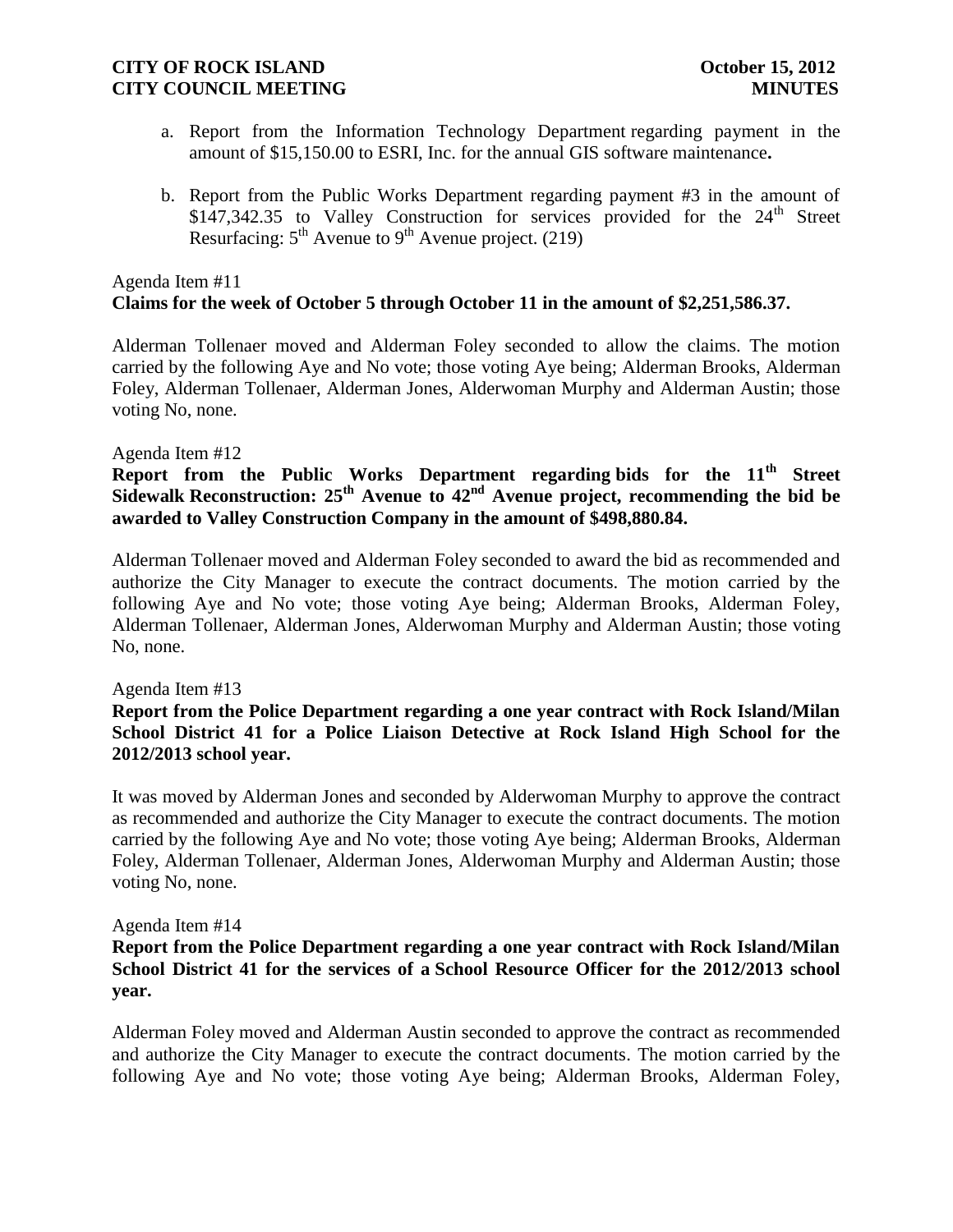a. Report from the Information Technology Department regarding payment in the amount of $15,150.00 to ESRI, Inc. for the annual GIS software maintenance**.**

b. Report from the Public Works Department regarding payment #3 in the amount of $147,342.35 to Valley Construction for services provided for the 24th Street Resurfacing: 5th Avenue to 9th Avenue project. (219)

Agenda Item #11
**Claims for the week of October 5 through October 11 in the amount of $2,251,586.37.**

Alderman Tollenaer moved and Alderman Foley seconded to allow the claims. The motion carried by the following Aye and No vote; those voting Aye being; Alderman Brooks, Alderman Foley, Alderman Tollenaer, Alderman Jones, Alderwoman Murphy and Alderman Austin; those voting No, none.

Agenda Item #12
**Report from the Public Works Department regarding bids for the 11th Street Sidewalk Reconstruction: 25th Avenue to 42nd Avenue project, recommending the bid be awarded to Valley Construction Company in the amount of $498,880.84.**

Alderman Tollenaer moved and Alderman Foley seconded to award the bid as recommended and authorize the City Manager to execute the contract documents. The motion carried by the following Aye and No vote; those voting Aye being; Alderman Brooks, Alderman Foley, Alderman Tollenaer, Alderman Jones, Alderwoman Murphy and Alderman Austin; those voting No, none.

Agenda Item #13
**Report from the Police Department regarding a one year contract with Rock Island/Milan School District 41 for a Police Liaison Detective at Rock Island High School for the 2012/2013 school year.**

It was moved by Alderman Jones and seconded by Alderwoman Murphy to approve the contract as recommended and authorize the City Manager to execute the contract documents. The motion carried by the following Aye and No vote; those voting Aye being; Alderman Brooks, Alderman Foley, Alderman Tollenaer, Alderman Jones, Alderwoman Murphy and Alderman Austin; those voting No, none.

Agenda Item #14
**Report from the Police Department regarding a one year contract with Rock Island/Milan School District 41 for the services of a School Resource Officer for the 2012/2013 school year.**

Alderman Foley moved and Alderman Austin seconded to approve the contract as recommended and authorize the City Manager to execute the contract documents. The motion carried by the following Aye and No vote; those voting Aye being; Alderman Brooks, Alderman Foley,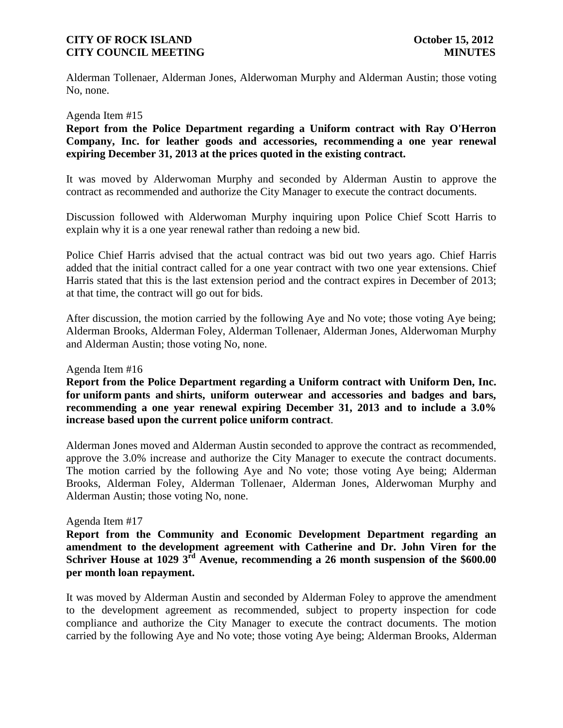Alderman Tollenaer, Alderman Jones, Alderwoman Murphy and Alderman Austin; those voting No, none.

Agenda Item #15

**Report from the Police Department regarding a Uniform contract with Ray O'Herron Company, Inc. for leather goods and accessories, recommending a one year renewal expiring December 31, 2013 at the prices quoted in the existing contract.**

It was moved by Alderwoman Murphy and seconded by Alderman Austin to approve the contract as recommended and authorize the City Manager to execute the contract documents.

Discussion followed with Alderwoman Murphy inquiring upon Police Chief Scott Harris to explain why it is a one year renewal rather than redoing a new bid.

Police Chief Harris advised that the actual contract was bid out two years ago. Chief Harris added that the initial contract called for a one year contract with two one year extensions. Chief Harris stated that this is the last extension period and the contract expires in December of 2013; at that time, the contract will go out for bids.

After discussion, the motion carried by the following Aye and No vote; those voting Aye being; Alderman Brooks, Alderman Foley, Alderman Tollenaer, Alderman Jones, Alderwoman Murphy and Alderman Austin; those voting No, none.

Agenda Item #16

**Report from the Police Department regarding a Uniform contract with Uniform Den, Inc. for uniform pants and shirts, uniform outerwear and accessories and badges and bars, recommending a one year renewal expiring December 31, 2013 and to include a 3.0% increase based upon the current police uniform contract**.

Alderman Jones moved and Alderman Austin seconded to approve the contract as recommended, approve the 3.0% increase and authorize the City Manager to execute the contract documents. The motion carried by the following Aye and No vote; those voting Aye being; Alderman Brooks, Alderman Foley, Alderman Tollenaer, Alderman Jones, Alderwoman Murphy and Alderman Austin; those voting No, none.

Agenda Item #17

**Report from the Community and Economic Development Department regarding an amendment to the development agreement with Catherine and Dr. John Viren for the Schriver House at 1029 3rd Avenue, recommending a 26 month suspension of the $600.00 per month loan repayment.**

It was moved by Alderman Austin and seconded by Alderman Foley to approve the amendment to the development agreement as recommended, subject to property inspection for code compliance and authorize the City Manager to execute the contract documents. The motion carried by the following Aye and No vote; those voting Aye being; Alderman Brooks, Alderman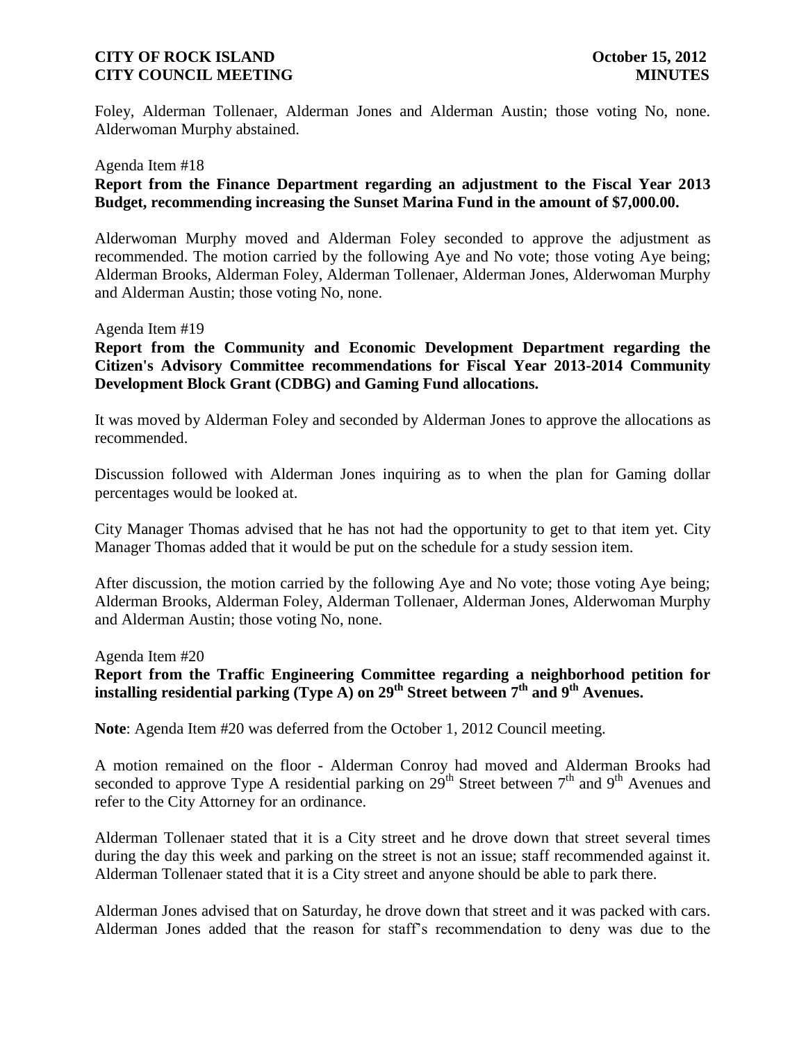Foley, Alderman Tollenaer, Alderman Jones and Alderman Austin; those voting No, none. Alderwoman Murphy abstained.

Agenda Item #18

**Report from the Finance Department regarding an adjustment to the Fiscal Year 2013 Budget, recommending increasing the Sunset Marina Fund in the amount of $7,000.00.**

Alderwoman Murphy moved and Alderman Foley seconded to approve the adjustment as recommended. The motion carried by the following Aye and No vote; those voting Aye being; Alderman Brooks, Alderman Foley, Alderman Tollenaer, Alderman Jones, Alderwoman Murphy and Alderman Austin; those voting No, none.

Agenda Item #19

**Report from the Community and Economic Development Department regarding the Citizen's Advisory Committee recommendations for Fiscal Year 2013-2014 Community Development Block Grant (CDBG) and Gaming Fund allocations.**

It was moved by Alderman Foley and seconded by Alderman Jones to approve the allocations as recommended.

Discussion followed with Alderman Jones inquiring as to when the plan for Gaming dollar percentages would be looked at.

City Manager Thomas advised that he has not had the opportunity to get to that item yet. City Manager Thomas added that it would be put on the schedule for a study session item.

After discussion, the motion carried by the following Aye and No vote; those voting Aye being; Alderman Brooks, Alderman Foley, Alderman Tollenaer, Alderman Jones, Alderwoman Murphy and Alderman Austin; those voting No, none.

Agenda Item #20

**Report from the Traffic Engineering Committee regarding a neighborhood petition for installing residential parking (Type A) on 29th Street between 7th and 9th Avenues.**

**Note**: Agenda Item #20 was deferred from the October 1, 2012 Council meeting.

A motion remained on the floor - Alderman Conroy had moved and Alderman Brooks had seconded to approve Type A residential parking on 29th Street between 7th and 9th Avenues and refer to the City Attorney for an ordinance.

Alderman Tollenaer stated that it is a City street and he drove down that street several times during the day this week and parking on the street is not an issue; staff recommended against it. Alderman Tollenaer stated that it is a City street and anyone should be able to park there.

Alderman Jones advised that on Saturday, he drove down that street and it was packed with cars. Alderman Jones added that the reason for staff's recommendation to deny was due to the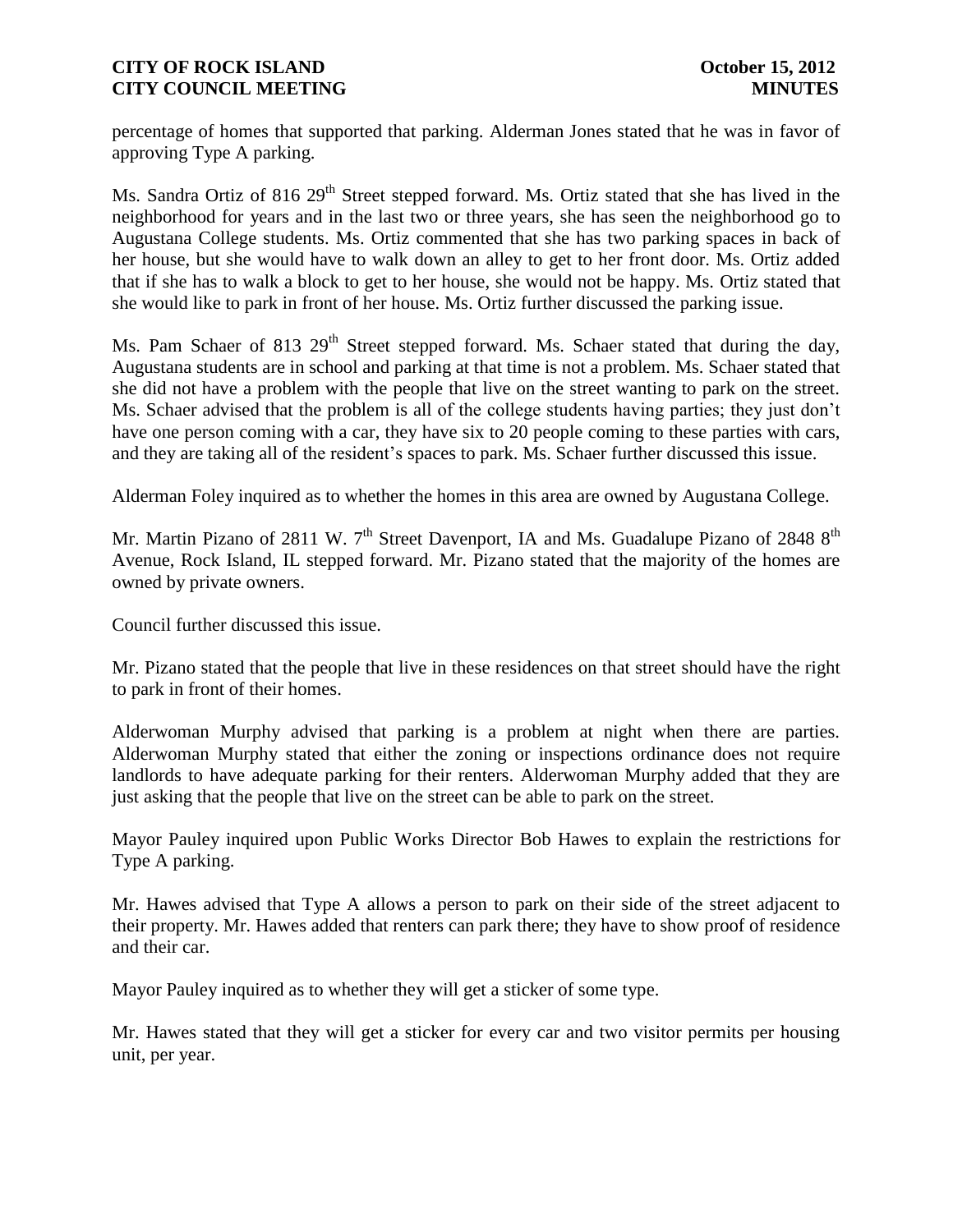percentage of homes that supported that parking. Alderman Jones stated that he was in favor of approving Type A parking.

Ms. Sandra Ortiz of 816 29th Street stepped forward. Ms. Ortiz stated that she has lived in the neighborhood for years and in the last two or three years, she has seen the neighborhood go to Augustana College students. Ms. Ortiz commented that she has two parking spaces in back of her house, but she would have to walk down an alley to get to her front door. Ms. Ortiz added that if she has to walk a block to get to her house, she would not be happy. Ms. Ortiz stated that she would like to park in front of her house. Ms. Ortiz further discussed the parking issue.

Ms. Pam Schaer of 813 29th Street stepped forward. Ms. Schaer stated that during the day, Augustana students are in school and parking at that time is not a problem. Ms. Schaer stated that she did not have a problem with the people that live on the street wanting to park on the street. Ms. Schaer advised that the problem is all of the college students having parties; they just don't have one person coming with a car, they have six to 20 people coming to these parties with cars, and they are taking all of the resident's spaces to park. Ms. Schaer further discussed this issue.

Alderman Foley inquired as to whether the homes in this area are owned by Augustana College.

Mr. Martin Pizano of 2811 W. 7th Street Davenport, IA and Ms. Guadalupe Pizano of 2848 8th Avenue, Rock Island, IL stepped forward. Mr. Pizano stated that the majority of the homes are owned by private owners.

Council further discussed this issue.

Mr. Pizano stated that the people that live in these residences on that street should have the right to park in front of their homes.

Alderwoman Murphy advised that parking is a problem at night when there are parties. Alderwoman Murphy stated that either the zoning or inspections ordinance does not require landlords to have adequate parking for their renters. Alderwoman Murphy added that they are just asking that the people that live on the street can be able to park on the street.

Mayor Pauley inquired upon Public Works Director Bob Hawes to explain the restrictions for Type A parking.

Mr. Hawes advised that Type A allows a person to park on their side of the street adjacent to their property. Mr. Hawes added that renters can park there; they have to show proof of residence and their car.

Mayor Pauley inquired as to whether they will get a sticker of some type.

Mr. Hawes stated that they will get a sticker for every car and two visitor permits per housing unit, per year.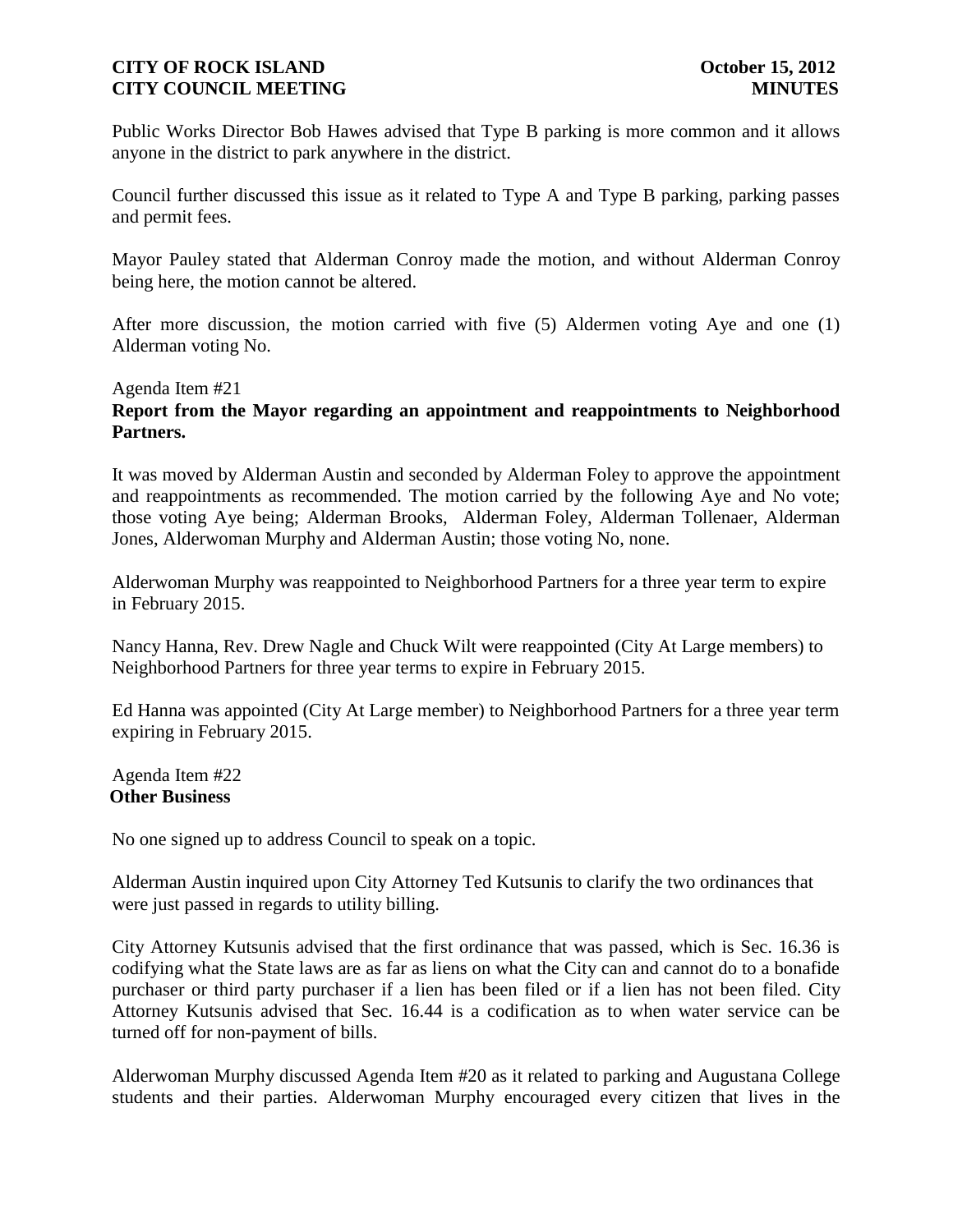Public Works Director Bob Hawes advised that Type B parking is more common and it allows anyone in the district to park anywhere in the district.

Council further discussed this issue as it related to Type A and Type B parking, parking passes and permit fees.

Mayor Pauley stated that Alderman Conroy made the motion, and without Alderman Conroy being here, the motion cannot be altered.

After more discussion, the motion carried with five (5) Aldermen voting Aye and one (1) Alderman voting No.

Agenda Item #21
**Report from the Mayor regarding an appointment and reappointments to Neighborhood Partners.**

It was moved by Alderman Austin and seconded by Alderman Foley to approve the appointment and reappointments as recommended. The motion carried by the following Aye and No vote; those voting Aye being; Alderman Brooks, Alderman Foley, Alderman Tollenaer, Alderman Jones, Alderwoman Murphy and Alderman Austin; those voting No, none.

Alderwoman Murphy was reappointed to Neighborhood Partners for a three year term to expire in February 2015.

Nancy Hanna, Rev. Drew Nagle and Chuck Wilt were reappointed (City At Large members) to Neighborhood Partners for three year terms to expire in February 2015.

Ed Hanna was appointed (City At Large member) to Neighborhood Partners for a three year term expiring in February 2015.

Agenda Item #22
**Other Business**

No one signed up to address Council to speak on a topic.

Alderman Austin inquired upon City Attorney Ted Kutsunis to clarify the two ordinances that were just passed in regards to utility billing.

City Attorney Kutsunis advised that the first ordinance that was passed, which is Sec. 16.36 is codifying what the State laws are as far as liens on what the City can and cannot do to a bonafide purchaser or third party purchaser if a lien has been filed or if a lien has not been filed. City Attorney Kutsunis advised that Sec. 16.44 is a codification as to when water service can be turned off for non-payment of bills.

Alderwoman Murphy discussed Agenda Item #20 as it related to parking and Augustana College students and their parties. Alderwoman Murphy encouraged every citizen that lives in the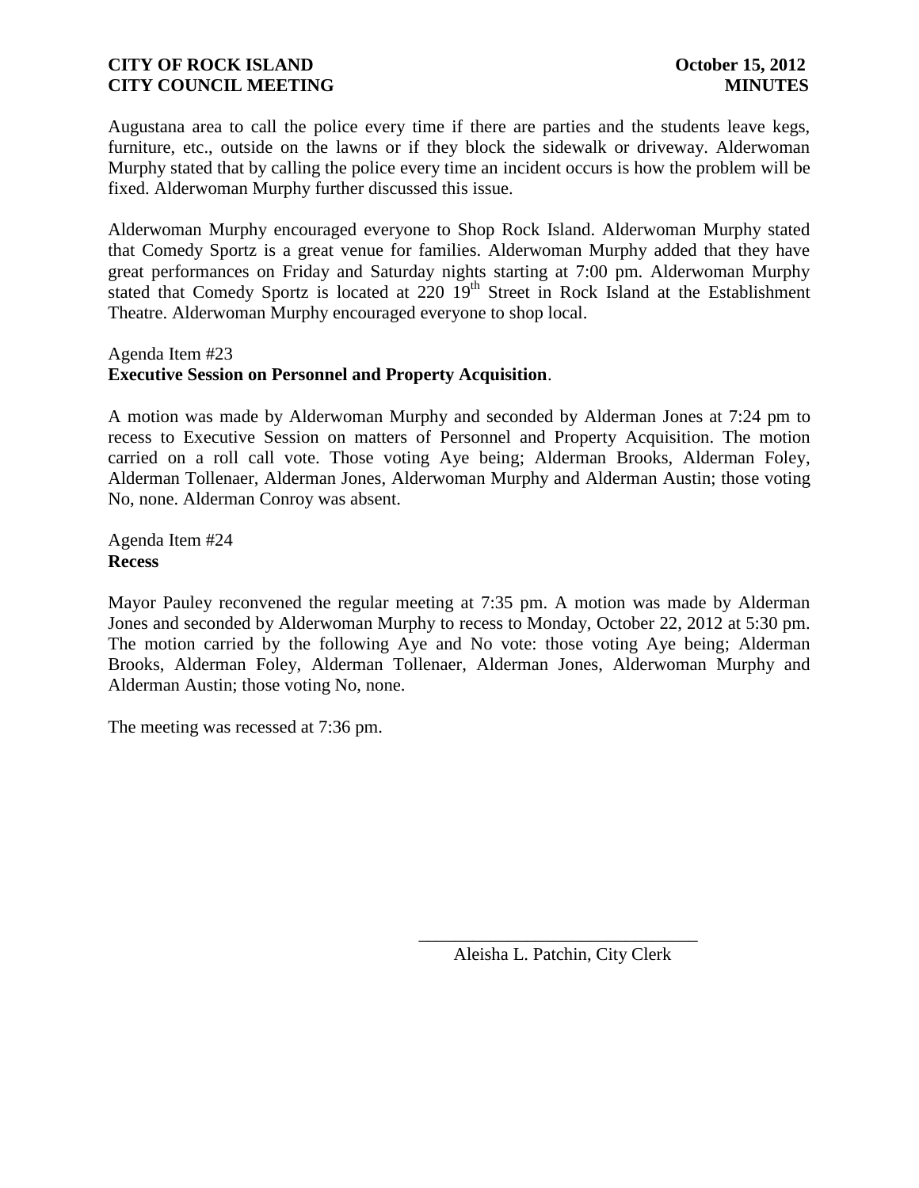Augustana area to call the police every time if there are parties and the students leave kegs, furniture, etc., outside on the lawns or if they block the sidewalk or driveway. Alderwoman Murphy stated that by calling the police every time an incident occurs is how the problem will be fixed. Alderwoman Murphy further discussed this issue.

Alderwoman Murphy encouraged everyone to Shop Rock Island. Alderwoman Murphy stated that Comedy Sportz is a great venue for families. Alderwoman Murphy added that they have great performances on Friday and Saturday nights starting at 7:00 pm. Alderwoman Murphy stated that Comedy Sportz is located at 220 19th Street in Rock Island at the Establishment Theatre. Alderwoman Murphy encouraged everyone to shop local.

Agenda Item #23
**Executive Session on Personnel and Property Acquisition**.

A motion was made by Alderwoman Murphy and seconded by Alderman Jones at 7:24 pm to recess to Executive Session on matters of Personnel and Property Acquisition. The motion carried on a roll call vote. Those voting Aye being; Alderman Brooks, Alderman Foley, Alderman Tollenaer, Alderman Jones, Alderwoman Murphy and Alderman Austin; those voting No, none. Alderman Conroy was absent.

Agenda Item #24
**Recess**

Mayor Pauley reconvened the regular meeting at 7:35 pm. A motion was made by Alderman Jones and seconded by Alderwoman Murphy to recess to Monday, October 22, 2012 at 5:30 pm. The motion carried by the following Aye and No vote: those voting Aye being; Alderman Brooks, Alderman Foley, Alderman Tollenaer, Alderman Jones, Alderwoman Murphy and Alderman Austin; those voting No, none.

The meeting was recessed at 7:36 pm.

\_\_\_\_\_\_\_\_\_\_\_\_\_\_\_\_\_\_\_\_\_\_\_\_\_\_\_\_\_\_\_\_
Aleisha L. Patchin, City Clerk